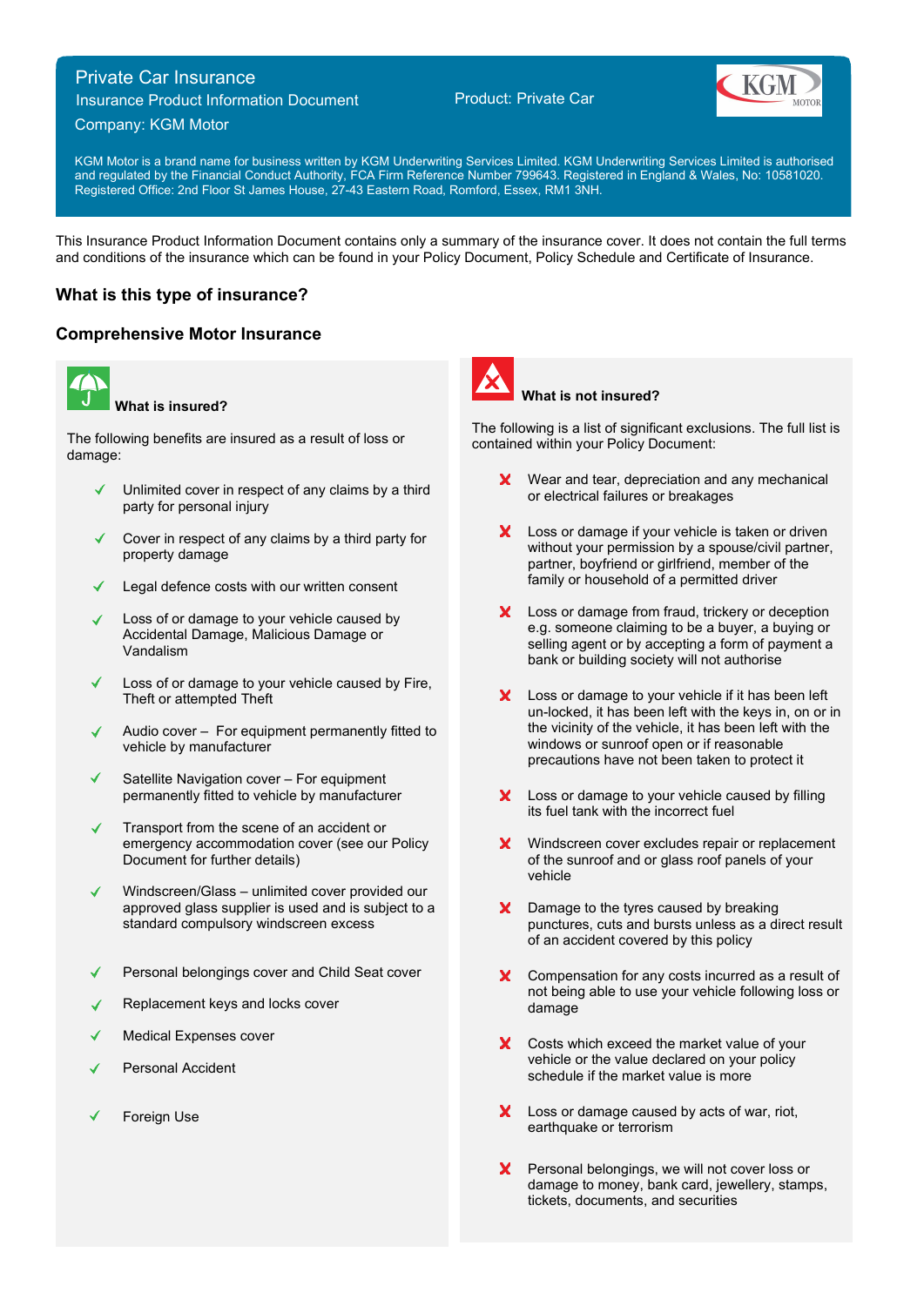# Private Car Insurance

Insurance Product Information Document

Product: Private Car

Company: KGM Motor

KGM Motor is a brand name for business written by KGM Underwriting Services Limited. KGM Underwriting Services Limited is authorised and regulated by the Financial Conduct Authority, FCA Firm Reference Number 799643. Registered in England & Wales, No: 10581020. Registered Office: 2nd Floor St James House, 27-43 Eastern Road, Romford, Essex, RM1 3NH.

This Insurance Product Information Document contains only a summary of the insurance cover. It does not contain the full terms and conditions of the insurance which can be found in your Policy Document, Policy Schedule and Certificate of Insurance.

## What is this type of insurance?

## Comprehensive Motor Insurance

### What is insured?

The following benefits are insured as a result of loss or damage:

- ✓ Unlimited cover in respect of any claims by a third party for personal injury
- ✓ Cover in respect of any claims by a third party for property damage
- ✓ Legal defence costs with our written consent
- ✓ Loss of or damage to your vehicle caused by Accidental Damage, Malicious Damage or Vandalism
- ✓ Loss of or damage to your vehicle caused by Fire, Theft or attempted Theft
- ✓ Audio cover – For equipment permanently fitted to vehicle by manufacturer
- ✓ Satellite Navigation cover – For equipment permanently fitted to vehicle by manufacturer
- ✓ Transport from the scene of an accident or emergency accommodation cover (see our Policy Document for further details)
- ✓ Windscreen/Glass – unlimited cover provided our approved glass supplier is used and is subject to a standard compulsory windscreen excess
- ✓ Personal belongings cover and Child Seat cover
- ✓ Replacement keys and locks cover
- ✓ Medical Expenses cover
- ✓ Personal Accident
- ✓ Foreign Use

### What is not insured?

The following is a list of significant exclusions. The full list is contained within your Policy Document:

- ✗ Wear and tear, depreciation and any mechanical or electrical failures or breakages
- ✗ Loss or damage if your vehicle is taken or driven without your permission by a spouse/civil partner, partner, boyfriend or girlfriend, member of the family or household of a permitted driver
- ✗ Loss or damage from fraud, trickery or deception e.g. someone claiming to be a buyer, a buying or selling agent or by accepting a form of payment a bank or building society will not authorise
- ✗ Loss or damage to your vehicle if it has been left un-locked, it has been left with the keys in, on or in the vicinity of the vehicle, it has been left with the windows or sunroof open or if reasonable precautions have not been taken to protect it
- ✗ Loss or damage to your vehicle caused by filling its fuel tank with the incorrect fuel
- ✗ Windscreen cover excludes repair or replacement of the sunroof and or glass roof panels of your vehicle
- ✗ Damage to the tyres caused by breaking punctures, cuts and bursts unless as a direct result of an accident covered by this policy
- ✗ Compensation for any costs incurred as a result of not being able to use your vehicle following loss or damage
- ✗ Costs which exceed the market value of your vehicle or the value declared on your policy schedule if the market value is more
- ✗ Loss or damage caused by acts of war, riot, earthquake or terrorism
- ✗ Personal belongings, we will not cover loss or damage to money, bank card, jewellery, stamps, tickets, documents, and securities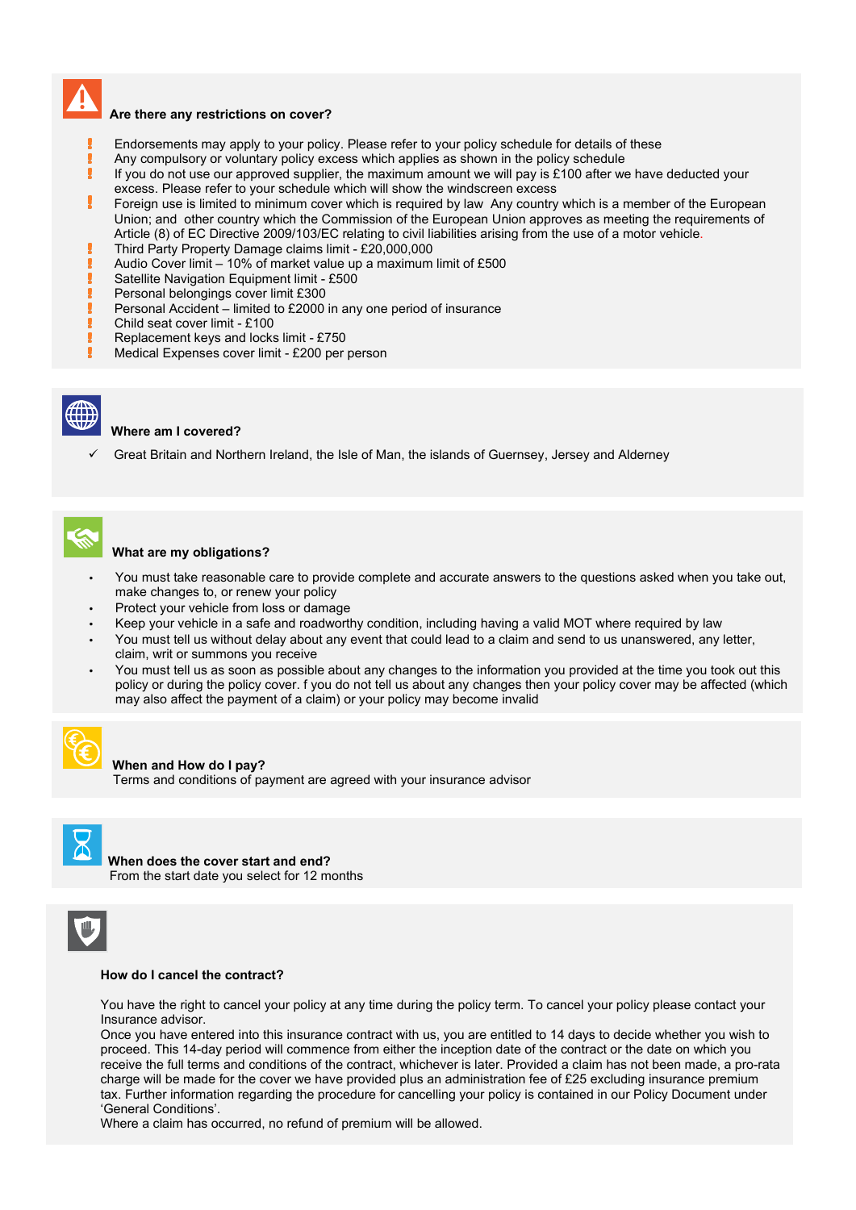## Are there any restrictions on cover?

- Endorsements may apply to your policy. Please refer to your policy schedule for details of these
- Any compulsory or voluntary policy excess which applies as shown in the policy schedule
- If you do not use our approved supplier, the maximum amount we will pay is £100 after we have deducted your excess. Please refer to your schedule which will show the windscreen excess
- Foreign use is limited to minimum cover which is required by law Any country which is a member of the European Union; and other country which the Commission of the European Union approves as meeting the requirements of Article (8) of EC Directive 2009/103/EC relating to civil liabilities arising from the use of a motor vehicle.
- Third Party Property Damage claims limit - £20,000,000
- Audio Cover limit – 10% of market value up a maximum limit of £500
- Satellite Navigation Equipment limit - £500
- Personal belongings cover limit £300
- Personal Accident – limited to £2000 in any one period of insurance
- Child seat cover limit - £100
- Replacement keys and locks limit - £750
- Medical Expenses cover limit - £200 per person

## Where am I covered?

- ✓ Great Britain and Northern Ireland, the Isle of Man, the islands of Guernsey, Jersey and Alderney

## What are my obligations?

- You must take reasonable care to provide complete and accurate answers to the questions asked when you take out, make changes to, or renew your policy
- Protect your vehicle from loss or damage
- Keep your vehicle in a safe and roadworthy condition, including having a valid MOT where required by law
- You must tell us without delay about any event that could lead to a claim and send to us unanswered, any letter, claim, writ or summons you receive
- You must tell us as soon as possible about any changes to the information you provided at the time you took out this policy or during the policy cover. f you do not tell us about any changes then your policy cover may be affected (which may also affect the payment of a claim) or your policy may become invalid

## When and How do I pay?

Terms and conditions of payment are agreed with your insurance advisor

## When does the cover start and end?

From the start date you select for 12 months

## How do I cancel the contract?

You have the right to cancel your policy at any time during the policy term. To cancel your policy please contact your Insurance advisor.
Once you have entered into this insurance contract with us, you are entitled to 14 days to decide whether you wish to proceed. This 14-day period will commence from either the inception date of the contract or the date on which you receive the full terms and conditions of the contract, whichever is later. Provided a claim has not been made, a pro-rata charge will be made for the cover we have provided plus an administration fee of £25 excluding insurance premium tax. Further information regarding the procedure for cancelling your policy is contained in our Policy Document under 'General Conditions'.
Where a claim has occurred, no refund of premium will be allowed.